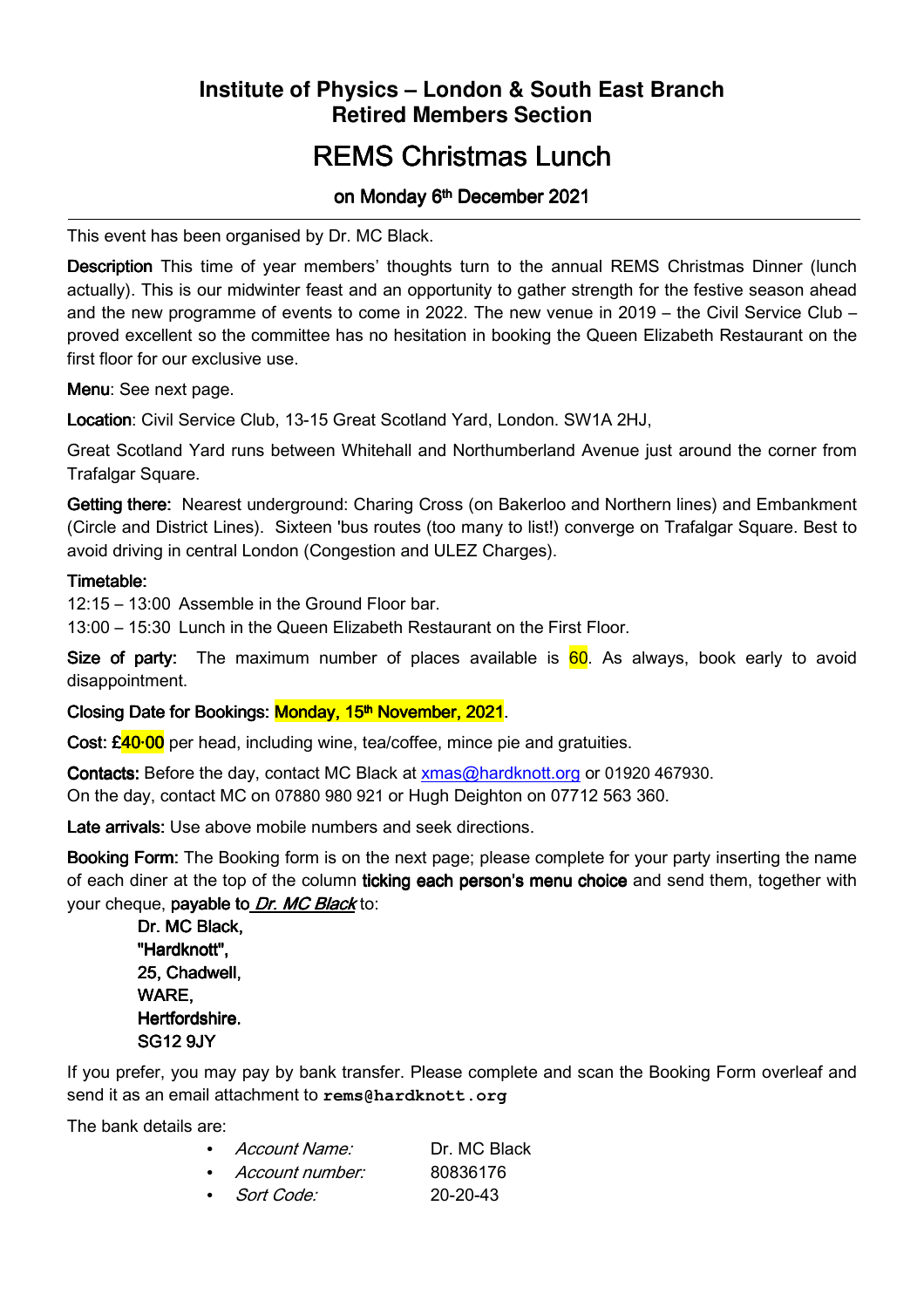## Institute of Physics – London & South East Branch
## Retired Members Section

# REMS Christmas Lunch

### on Monday 6th December 2021

---

This event has been organised by Dr. MC Black.

**Description** This time of year members' thoughts turn to the annual REMS Christmas Dinner (lunch actually). This is our midwinter feast and an opportunity to gather strength for the festive season ahead and the new programme of events to come in 2022. The new venue in 2019 – the Civil Service Club – proved excellent so the committee has no hesitation in booking the Queen Elizabeth Restaurant on the first floor for our exclusive use.

**Menu**: See next page.

**Location**: Civil Service Club, 13-15 Great Scotland Yard, London. SW1A 2HJ,

Great Scotland Yard runs between Whitehall and Northumberland Avenue just around the corner from Trafalgar Square.

**Getting there:** Nearest underground: Charing Cross (on Bakerloo and Northern lines) and Embankment (Circle and District Lines). Sixteen 'bus routes (too many to list!) converge on Trafalgar Square. Best to avoid driving in central London (Congestion and ULEZ Charges).

**Timetable:**
12:15 – 13:00 Assemble in the Ground Floor bar.
13:00 – 15:30 Lunch in the Queen Elizabeth Restaurant on the First Floor.

**Size of party:** The maximum number of places available is 60. As always, book early to avoid disappointment.

**Closing Date for Bookings: Monday, 15th November, 2021.**

**Cost:** £40·00 per head, including wine, tea/coffee, mince pie and gratuities.

**Contacts:** Before the day, contact MC Black at xmas@hardknott.org or 01920 467930.
On the day, contact MC on 07880 980 921 or Hugh Deighton on 07712 563 360.

**Late arrivals:** Use above mobile numbers and seek directions.

**Booking Form:** The Booking form is on the next page; please complete for your party inserting the name of each diner at the top of the column **ticking each person's menu choice** and send them, together with your cheque, **payable to *Dr. MC Black*** to:

> Dr. MC Black,
> "Hardknott",
> 25, Chadwell,
> WARE,
> Hertfordshire.
> SG12 9JY

If you prefer, you may pay by bank transfer. Please complete and scan the Booking Form overleaf and send it as an email attachment to **rems@hardknott.org**

The bank details are:

- *Account Name:* Dr. MC Black
- *Account number:* 80836176
- *Sort Code:* 20-20-43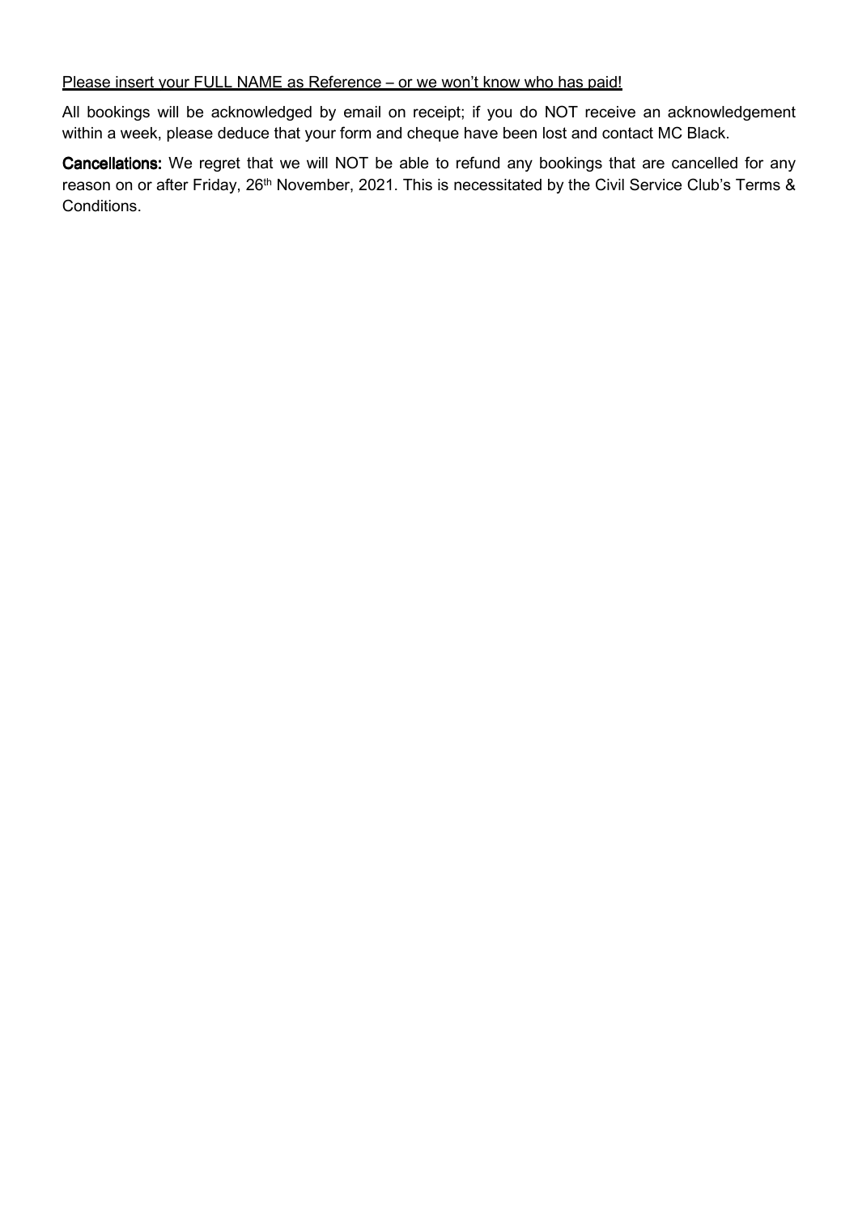<u>Please insert your FULL NAME as Reference – or we won't know who has paid!</u>

All bookings will be acknowledged by email on receipt; if you do NOT receive an acknowledgement within a week, please deduce that your form and cheque have been lost and contact MC Black.

**Cancellations:** We regret that we will NOT be able to refund any bookings that are cancelled for any reason on or after Friday, 26th November, 2021. This is necessitated by the Civil Service Club's Terms & Conditions.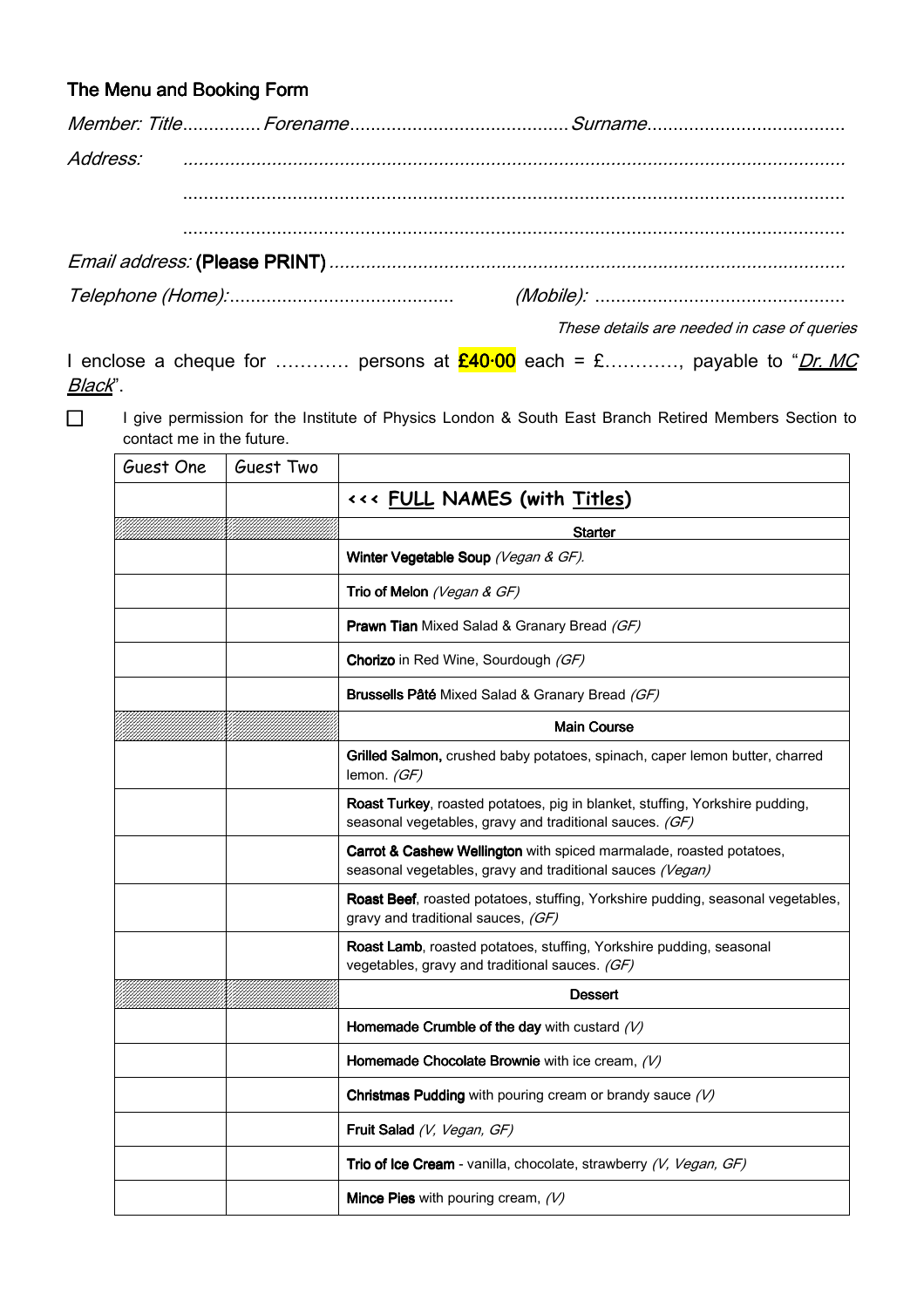## The Menu and Booking Form

*Member: Title*...............*Forename*..........................................*Surname*.....................................

*Address:* ..............................................................................................................................

..............................................................................................................................

..............................................................................................................................

*Email address:* **(Please PRINT)** ...................................................................................................

*Telephone (Home):*...........................................    *(Mobile):* ...............................................

*These details are needed in case of queries*

I enclose a cheque for ………… persons at **£40·00** each = £…………, payable to "*Dr. MC Black*".

☐ I give permission for the Institute of Physics London & South East Branch Retired Members Section to contact me in the future.

| Guest One | Guest Two | |
|---|---|---|
| | | **<<< FULL NAMES (with Titles)** |
| | | **Starter** |
| | | **Winter Vegetable Soup** *(Vegan & GF).* |
| | | **Trio of Melon** *(Vegan & GF)* |
| | | **Prawn Tian** Mixed Salad & Granary Bread *(GF)* |
| | | **Chorizo** in Red Wine, Sourdough *(GF)* |
| | | **Brussells Pâté** Mixed Salad & Granary Bread *(GF)* |
| | | **Main Course** |
| | | **Grilled Salmon,** crushed baby potatoes, spinach, caper lemon butter, charred lemon. *(GF)* |
| | | **Roast Turkey**, roasted potatoes, pig in blanket, stuffing, Yorkshire pudding, seasonal vegetables, gravy and traditional sauces. *(GF)* |
| | | **Carrot & Cashew Wellington** with spiced marmalade, roasted potatoes, seasonal vegetables, gravy and traditional sauces *(Vegan)* |
| | | **Roast Beef**, roasted potatoes, stuffing, Yorkshire pudding, seasonal vegetables, gravy and traditional sauces, *(GF)* |
| | | **Roast Lamb**, roasted potatoes, stuffing, Yorkshire pudding, seasonal vegetables, gravy and traditional sauces. *(GF)* |
| | | **Dessert** |
| | | **Homemade Crumble of the day** with custard *(V)* |
| | | **Homemade Chocolate Brownie** with ice cream, *(V)* |
| | | **Christmas Pudding** with pouring cream or brandy sauce *(V)* |
| | | **Fruit Salad** *(V, Vegan, GF)* |
| | | **Trio of Ice Cream** - vanilla, chocolate, strawberry *(V, Vegan, GF)* |
| | | **Mince Pies** with pouring cream, *(V)* |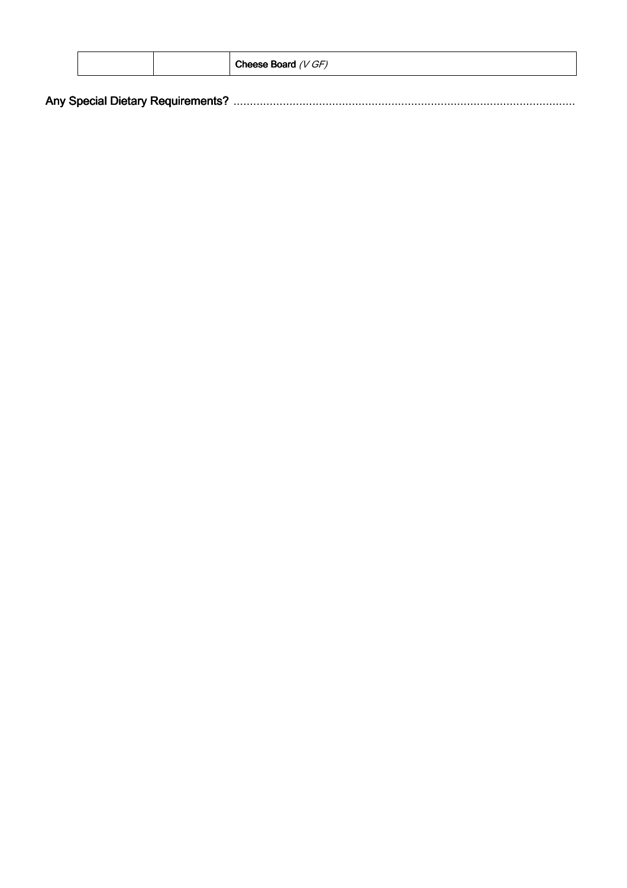| | | |
|---|---|---|
| | | **Cheese Board** *(V GF)* |

Any Special Dietary Requirements? ……………………………………………………………………………………………